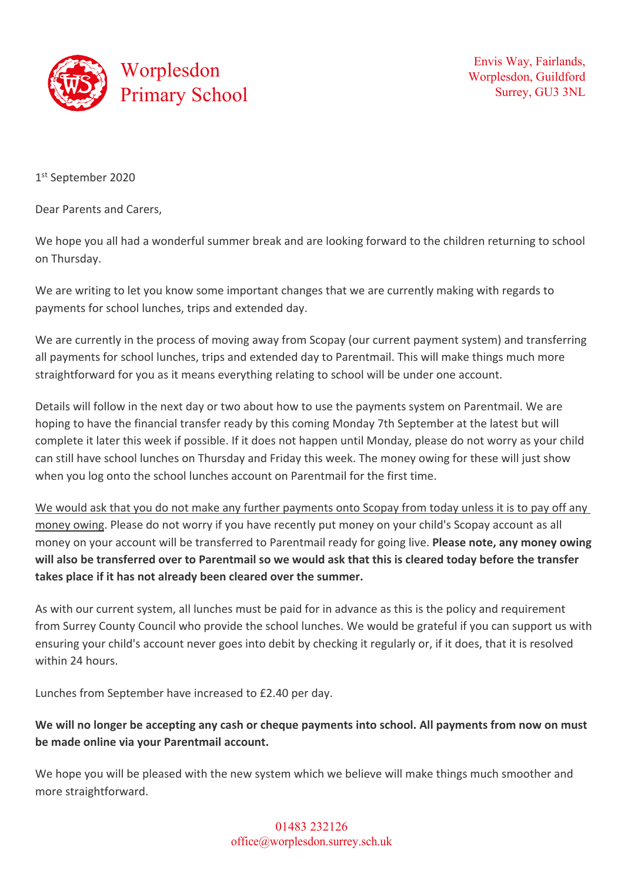# Worplesdon Primary School

Envis Way, Fairlands,
Worplesdon, Guildford
Surrey, GU3 3NL

1st September 2020

Dear Parents and Carers,

We hope you all had a wonderful summer break and are looking forward to the children returning to school on Thursday.

We are writing to let you know some important changes that we are currently making with regards to payments for school lunches, trips and extended day.

We are currently in the process of moving away from Scopay (our current payment system) and transferring all payments for school lunches, trips and extended day to Parentmail. This will make things much more straightforward for you as it means everything relating to school will be under one account.

Details will follow in the next day or two about how to use the payments system on Parentmail. We are hoping to have the financial transfer ready by this coming Monday 7th September at the latest but will complete it later this week if possible. If it does not happen until Monday, please do not worry as your child can still have school lunches on Thursday and Friday this week. The money owing for these will just show when you log onto the school lunches account on Parentmail for the first time.

<u>We would ask that you do not make any further payments onto Scopay from today unless it is to pay off any money owing</u>. Please do not worry if you have recently put money on your child's Scopay account as all money on your account will be transferred to Parentmail ready for going live. **Please note, any money owing will also be transferred over to Parentmail so we would ask that this is cleared today before the transfer takes place if it has not already been cleared over the summer.**

As with our current system, all lunches must be paid for in advance as this is the policy and requirement from Surrey County Council who provide the school lunches. We would be grateful if you can support us with ensuring your child's account never goes into debit by checking it regularly or, if it does, that it is resolved within 24 hours.

Lunches from September have increased to £2.40 per day.

**We will no longer be accepting any cash or cheque payments into school. All payments from now on must be made online via your Parentmail account.**

We hope you will be pleased with the new system which we believe will make things much smoother and more straightforward.

01483 232126
office@worplesdon.surrey.sch.uk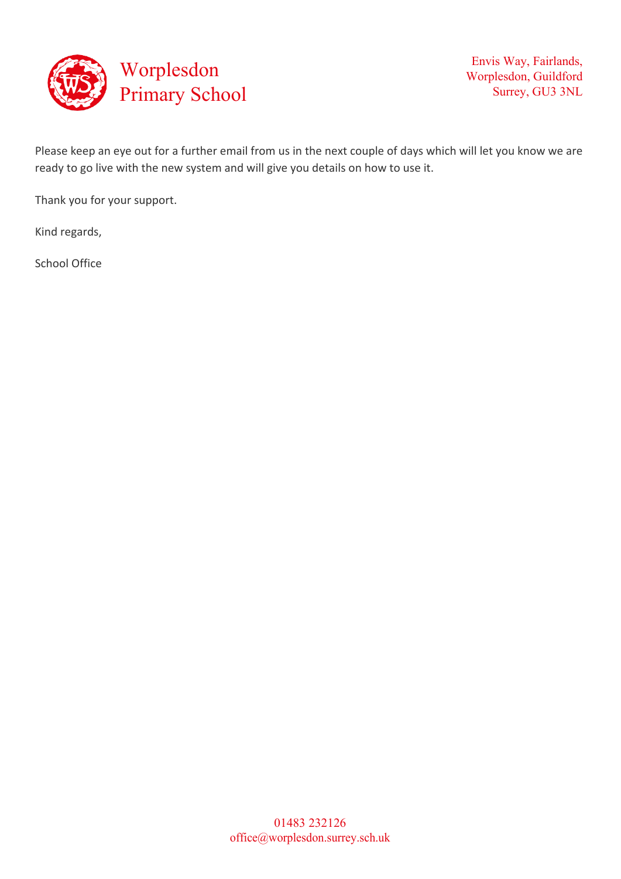Please keep an eye out for a further email from us in the next couple of days which will let you know we are ready to go live with the new system and will give you details on how to use it.

Thank you for your support.

Kind regards,

School Office